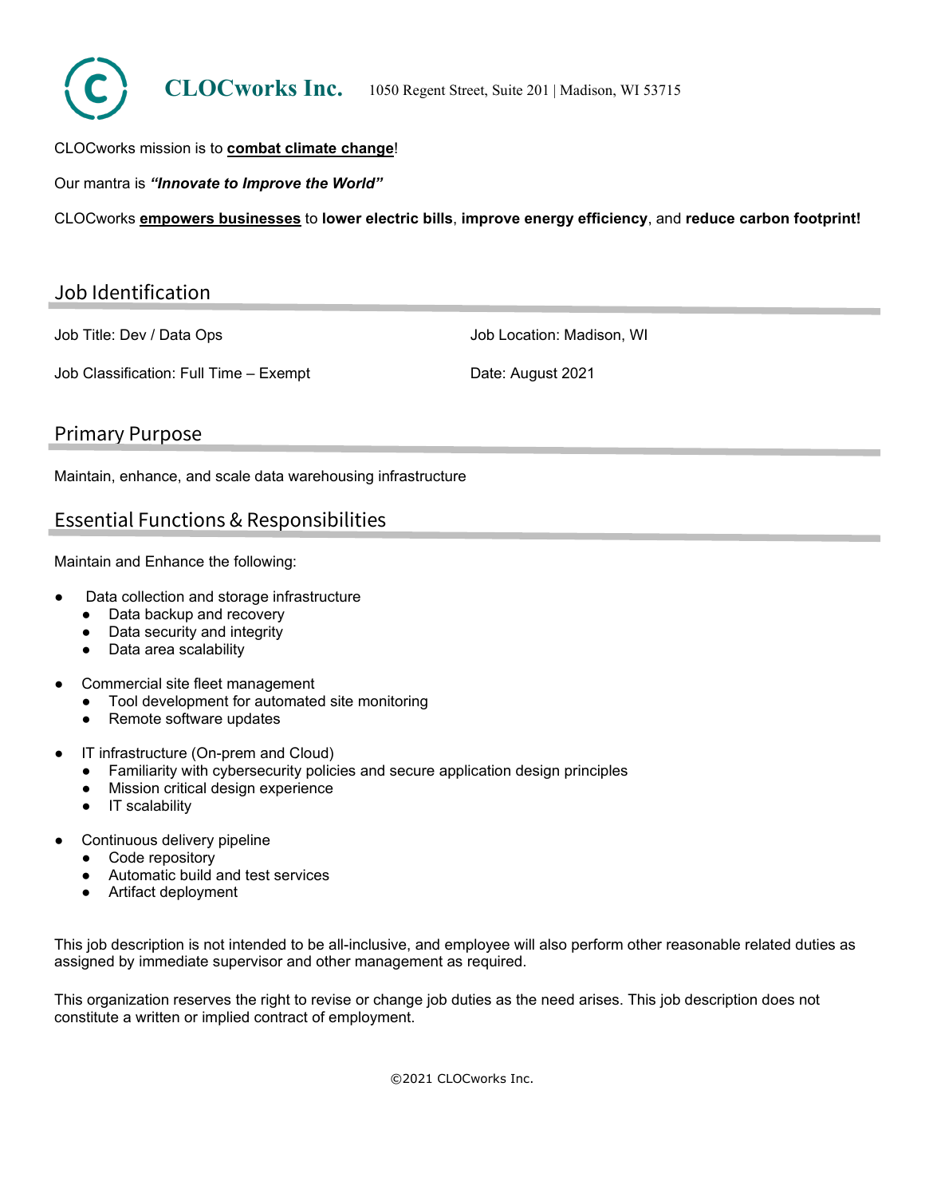**CLOCworks Inc.** 1050 Regent Street, Suite 201 | Madison, WI 53715

CLOCworks mission is to **combat climate change**!

Our mantra is ***"Innovate to Improve the World"***

CLOCworks **empowers businesses** to **lower electric bills**, **improve energy efficiency**, and **reduce carbon footprint!**

## Job Identification

Job Title: Dev / Data Ops

Job Location: Madison, WI

Job Classification: Full Time – Exempt

Date: August 2021

## Primary Purpose

Maintain, enhance, and scale data warehousing infrastructure

## Essential Functions & Responsibilities

Maintain and Enhance the following:

- Data collection and storage infrastructure
  - Data backup and recovery
  - Data security and integrity
  - Data area scalability
- Commercial site fleet management
  - Tool development for automated site monitoring
  - Remote software updates
- IT infrastructure (On-prem and Cloud)
  - Familiarity with cybersecurity policies and secure application design principles
  - Mission critical design experience
  - IT scalability
- Continuous delivery pipeline
  - Code repository
  - Automatic build and test services
  - Artifact deployment

This job description is not intended to be all-inclusive, and employee will also perform other reasonable related duties as assigned by immediate supervisor and other management as required.

This organization reserves the right to revise or change job duties as the need arises. This job description does not constitute a written or implied contract of employment.

©2021 CLOCworks Inc.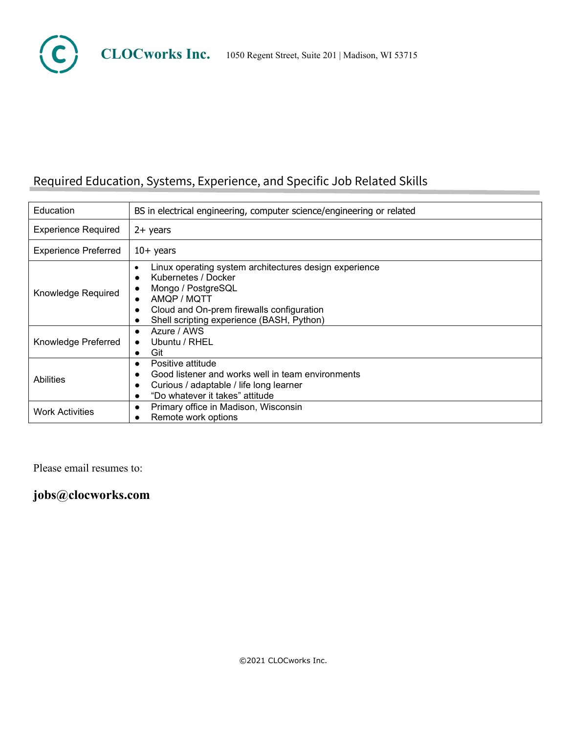CLOCworks Inc. 1050 Regent Street, Suite 201 | Madison, WI 53715

## Required Education, Systems, Experience, and Specific Job Related Skills

| | |
|---|---|
| Education | BS in electrical engineering, computer science/engineering or related |
| Experience Required | 2+ years |
| Experience Preferred | 10+ years |
| Knowledge Required | • Linux operating system architectures design experience<br>• Kubernetes / Docker<br>• Mongo / PostgreSQL<br>• AMQP / MQTT<br>• Cloud and On-prem firewalls configuration<br>• Shell scripting experience (BASH, Python) |
| Knowledge Preferred | • Azure / AWS<br>• Ubuntu / RHEL<br>• Git |
| Abilities | • Positive attitude<br>• Good listener and works well in team environments<br>• Curious / adaptable / life long learner<br>• "Do whatever it takes" attitude |
| Work Activities | • Primary office in Madison, Wisconsin<br>• Remote work options |

Please email resumes to:

**jobs@clocworks.com**

©2021 CLOCworks Inc.